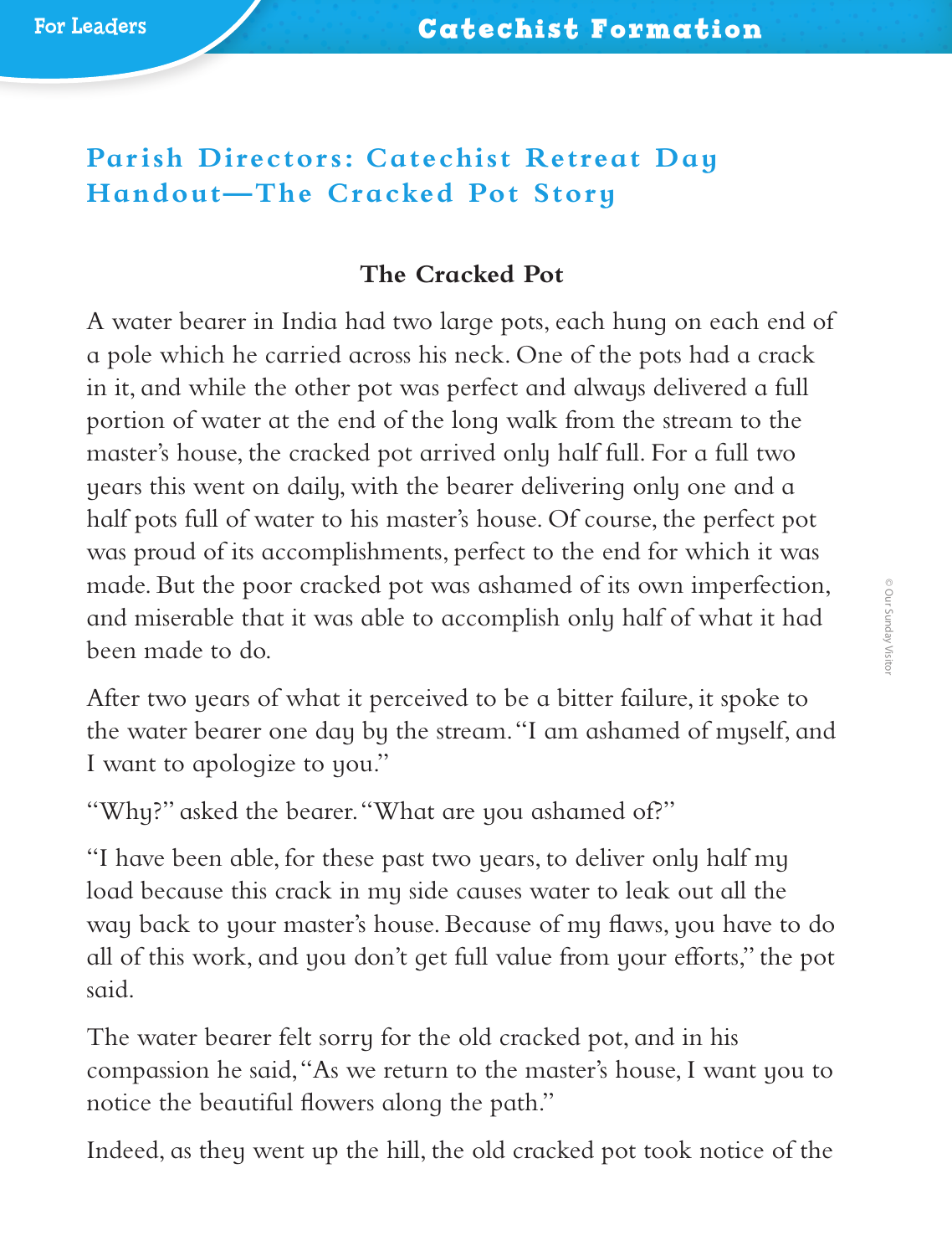# Parish Directors: Catechist Retreat Day Handout—The Cracked Pot Story

## The Cracked Pot

A water bearer in India had two large pots, each hung on each end of a pole which he carried across his neck. One of the pots had a crack in it, and while the other pot was perfect and always delivered a full portion of water at the end of the long walk from the stream to the master's house, the cracked pot arrived only half full. For a full two years this went on daily, with the bearer delivering only one and a half pots full of water to his master's house. Of course, the perfect pot was proud of its accomplishments, perfect to the end for which it was made. But the poor cracked pot was ashamed of its own imperfection, and miserable that it was able to accomplish only half of what it had been made to do.

After two years of what it perceived to be a bitter failure, it spoke to the water bearer one day by the stream. "I am ashamed of myself, and I want to apologize to you."

"Why?" asked the bearer. "What are you ashamed of?"

"I have been able, for these past two years, to deliver only half my load because this crack in my side causes water to leak out all the way back to your master's house. Because of my flaws, you have to do all of this work, and you don't get full value from your efforts," the pot said.

The water bearer felt sorry for the old cracked pot, and in his compassion he said, "As we return to the master's house, I want you to notice the beautiful flowers along the path."

Indeed, as they went up the hill, the old cracked pot took notice of the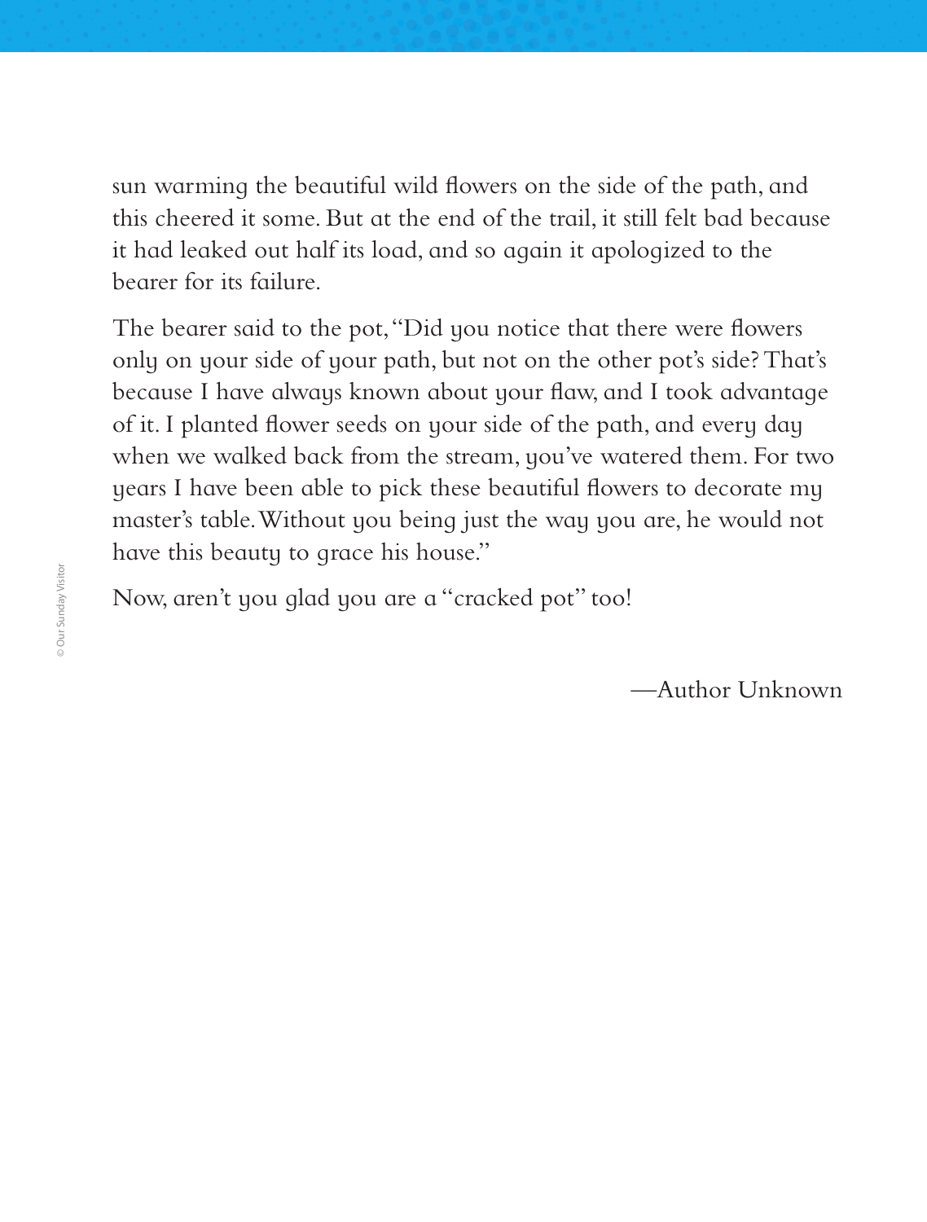sun warming the beautiful wild flowers on the side of the path, and this cheered it some. But at the end of the trail, it still felt bad because it had leaked out half its load, and so again it apologized to the bearer for its failure.

The bearer said to the pot, "Did you notice that there were flowers only on your side of your path, but not on the other pot's side? That's because I have always known about your flaw, and I took advantage of it. I planted flower seeds on your side of the path, and every day when we walked back from the stream, you've watered them. For two years I have been able to pick these beautiful flowers to decorate my master's table. Without you being just the way you are, he would not have this beauty to grace his house."

Now, aren't you glad you are a "cracked pot" too!

—Author Unknown